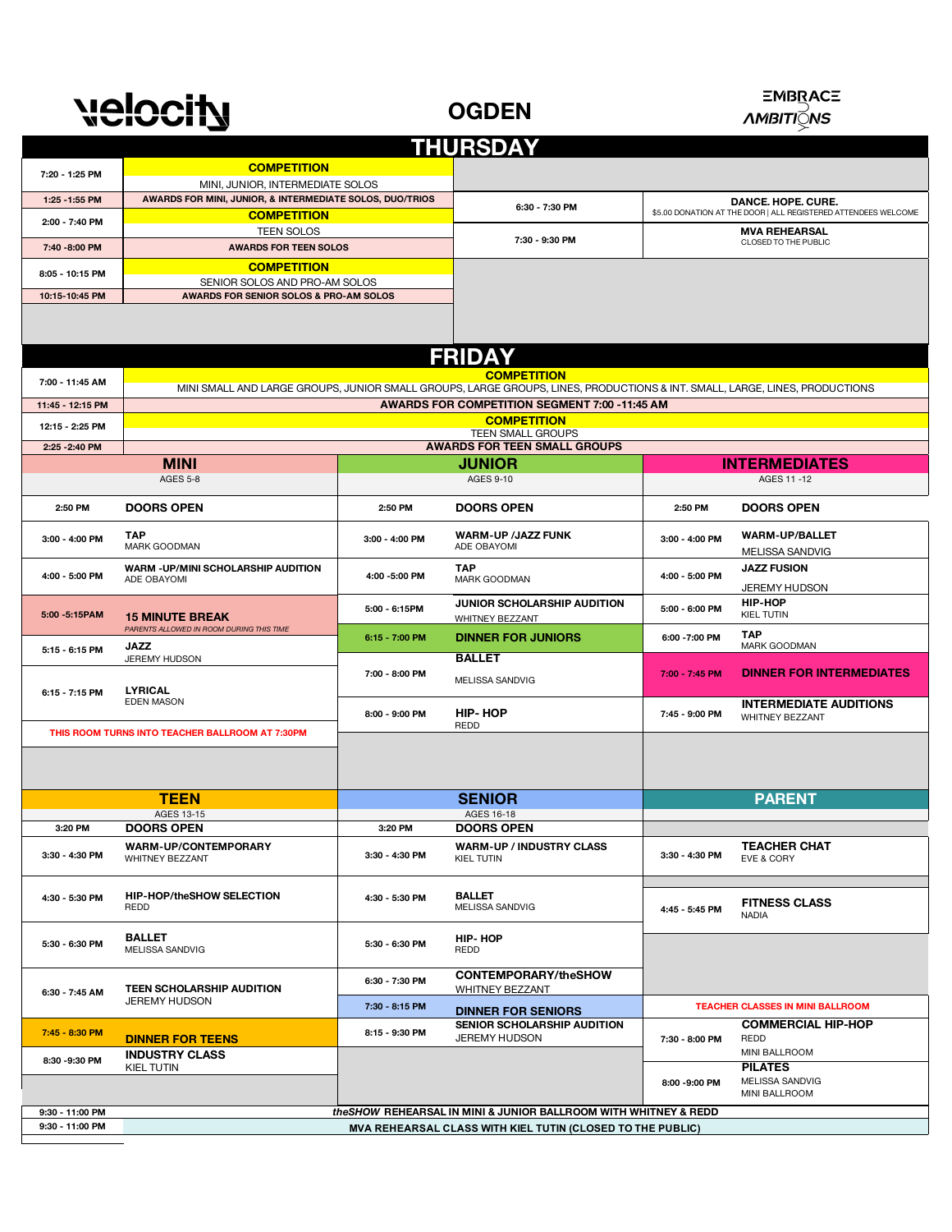# velocity

# OGDEN

EMBRACE AMBITIONS

## THURSDAY

| Time | Event |
| --- | --- |
| 7:20 - 1:25 PM | **COMPETITION** MINI, JUNIOR, INTERMEDIATE SOLOS |
| 1:25 - 1:55 PM | **AWARDS FOR MINI, JUNIOR, & INTERMEDIATE SOLOS, DUO/TRIOS** |
| 2:00 - 7:40 PM | **COMPETITION** TEEN SOLOS |
| 7:40 - 8:00 PM | **AWARDS FOR TEEN SOLOS** |
| 8:05 - 10:15 PM | **COMPETITION** SENIOR SOLOS AND PRO-AM SOLOS |
| 10:15-10:45 PM | **AWARDS FOR SENIOR SOLOS & PRO-AM SOLOS** |

| Time | Event |
| --- | --- |
| 6:30 - 7:30 PM | **DANCE. HOPE. CURE.** $5.00 DONATION AT THE DOOR \| ALL REGISTERED ATTENDEES WELCOME |
| 7:30 - 9:30 PM | **MVA REHEARSAL** CLOSED TO THE PUBLIC |

## FRIDAY

| Time | Event |
| --- | --- |
| 7:00 - 11:45 AM | **COMPETITION** MINI SMALL AND LARGE GROUPS, JUNIOR SMALL GROUPS, LARGE GROUPS, LINES, PRODUCTIONS & INT. SMALL, LARGE, LINES, PRODUCTIONS |
| 11:45 - 12:15 PM | **AWARDS FOR COMPETITION SEGMENT 7:00 -11:45 AM** |
| 12:15 - 2:25 PM | **COMPETITION** TEEN SMALL GROUPS |
| 2:25 -2:40 PM | **AWARDS FOR TEEN SMALL GROUPS** |

### MINI (AGES 5-8)

| Time | Class |
| --- | --- |
| 2:50 PM | **DOORS OPEN** |
| 3:00 - 4:00 PM | **TAP** MARK GOODMAN |
| 4:00 - 5:00 PM | **WARM -UP/MINI SCHOLARSHIP AUDITION** ADE OBAYOMI |
| 5:00 -5:15PAM | **15 MINUTE BREAK** *PARENTS ALLOWED IN ROOM DURING THIS TIME* |
| 5:15 - 6:15 PM | **JAZZ** JEREMY HUDSON |
| 6:15 - 7:15 PM | **LYRICAL** EDEN MASON |

THIS ROOM TURNS INTO TEACHER BALLROOM AT 7:30PM

### JUNIOR (AGES 9-10)

| Time | Class |
| --- | --- |
| 2:50 PM | **DOORS OPEN** |
| 3:00 - 4:00 PM | **WARM-UP /JAZZ FUNK** ADE OBAYOMI |
| 4:00 -5:00 PM | **TAP** MARK GOODMAN |
| 5:00 - 6:15PM | **JUNIOR SCHOLARSHIP AUDITION** WHITNEY BEZZANT |
| 6:15 - 7:00 PM | **DINNER FOR JUNIORS** |
| 7:00 - 8:00 PM | **BALLET** MELISSA SANDVIG |
| 8:00 - 9:00 PM | **HIP- HOP** REDD |

### INTERMEDIATES (AGES 11 -12)

| Time | Class |
| --- | --- |
| 2:50 PM | **DOORS OPEN** |
| 3:00 - 4:00 PM | **WARM-UP/BALLET** MELISSA SANDVIG |
| 4:00 - 5:00 PM | **JAZZ FUSION** JEREMY HUDSON |
| 5:00 - 6:00 PM | **HIP-HOP** KIEL TUTIN |
| 6:00 -7:00 PM | **TAP** MARK GOODMAN |
| 7:00 - 7:45 PM | **DINNER FOR INTERMEDIATES** |
| 7:45 - 9:00 PM | **INTERMEDIATE AUDITIONS** WHITNEY BEZZANT |

### TEEN (AGES 13-15)

| Time | Class |
| --- | --- |
| 3:20 PM | **DOORS OPEN** |
| 3:30 - 4:30 PM | **WARM-UP/CONTEMPORARY** WHITNEY BEZZANT |
| 4:30 - 5:30 PM | **HIP-HOP/theSHOW SELECTION** REDD |
| 5:30 - 6:30 PM | **BALLET** MELISSA SANDVIG |
| 6:30 - 7:45 AM | **TEEN SCHOLARSHIP AUDITION** JEREMY HUDSON |
| 7:45 - 8:30 PM | **DINNER FOR TEENS** |
| 8:30 -9:30 PM | **INDUSTRY CLASS** KIEL TUTIN |

### SENIOR (AGES 16-18)

| Time | Class |
| --- | --- |
| 3:20 PM | **DOORS OPEN** |
| 3:30 - 4:30 PM | **WARM-UP / INDUSTRY CLASS** KIEL TUTIN |
| 4:30 - 5:30 PM | **BALLET** MELISSA SANDVIG |
| 5:30 - 6:30 PM | **HIP- HOP** REDD |
| 6:30 - 7:30 PM | **CONTEMPORARY/theSHOW** WHITNEY BEZZANT |
| 7:30 - 8:15 PM | **DINNER FOR SENIORS** |
| 8:15 - 9:30 PM | **SENIOR SCHOLARSHIP AUDITION** JEREMY HUDSON |

### PARENT

| Time | Class |
| --- | --- |
| 3:30 - 4:30 PM | **TEACHER CHAT** EVE & CORY |
| 4:45 - 5:45 PM | **FITNESS CLASS** NADIA |

TEACHER CLASSES IN MINI BALLROOM

| Time | Class |
| --- | --- |
| 7:30 - 8:00 PM | **COMMERCIAL HIP-HOP** REDD MINI BALLROOM |
| 8:00 -9:00 PM | **PILATES** MELISSA SANDVIG MINI BALLROOM |

| Time | Event |
| --- | --- |
| 9:30 - 11:00 PM | ***theSHOW* REHEARSAL IN MINI & JUNIOR BALLROOM WITH WHITNEY & REDD** |
| 9:30 - 11:00 PM | **MVA REHEARSAL CLASS WITH KIEL TUTIN (CLOSED TO THE PUBLIC)** |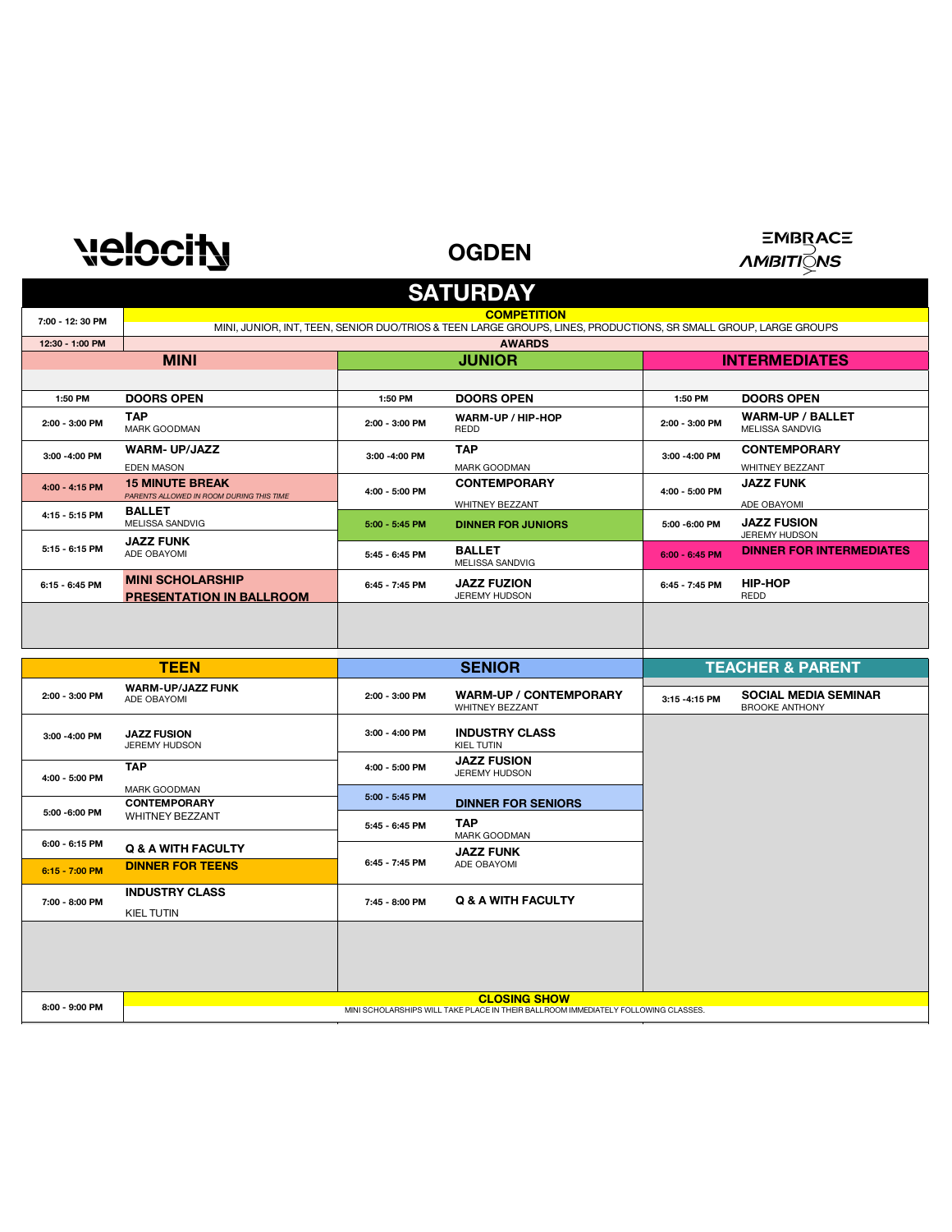velocity

# OGDEN

EMBRACE AMBITIONS

## SATURDAY

| | |
|---|---|
| 7:00 - 12: 30 PM | **COMPETITION** MINI, JUNIOR, INT, TEEN, SENIOR DUO/TRIOS & TEEN LARGE GROUPS, LINES, PRODUCTIONS, SR SMALL GROUP, LARGE GROUPS |
| 12:30 - 1:00 PM | AWARDS |

### MINI

| | |
|---|---|
| 1:50 PM | **DOORS OPEN** |
| 2:00 - 3:00 PM | **TAP** MARK GOODMAN |
| 3:00 -4:00 PM | **WARM- UP/JAZZ** EDEN MASON |
| 4:00 - 4:15 PM | **15 MINUTE BREAK** *PARENTS ALLOWED IN ROOM DURING THIS TIME* |
| 4:15 - 5:15 PM | **BALLET** MELISSA SANDVIG |
| 5:15 - 6:15 PM | **JAZZ FUNK** ADE OBAYOMI |
| 6:15 - 6:45 PM | **MINI SCHOLARSHIP PRESENTATION IN BALLROOM** |

### JUNIOR

| | |
|---|---|
| 1:50 PM | **DOORS OPEN** |
| 2:00 - 3:00 PM | **WARM-UP / HIP-HOP** REDD |
| 3:00 -4:00 PM | **TAP** MARK GOODMAN |
| 4:00 - 5:00 PM | **CONTEMPORARY** WHITNEY BEZZANT |
| 5:00 - 5:45 PM | **DINNER FOR JUNIORS** |
| 5:45 - 6:45 PM | **BALLET** MELISSA SANDVIG |
| 6:45 - 7:45 PM | **JAZZ FUZION** JEREMY HUDSON |

### INTERMEDIATES

| | |
|---|---|
| 1:50 PM | **DOORS OPEN** |
| 2:00 - 3:00 PM | **WARM-UP / BALLET** MELISSA SANDVIG |
| 3:00 -4:00 PM | **CONTEMPORARY** WHITNEY BEZZANT |
| 4:00 - 5:00 PM | **JAZZ FUNK** ADE OBAYOMI |
| 5:00 -6:00 PM | **JAZZ FUSION** JEREMY HUDSON |
| 6:00 - 6:45 PM | **DINNER FOR INTERMEDIATES** |
| 6:45 - 7:45 PM | **HIP-HOP** REDD |

### TEEN

| | |
|---|---|
| 2:00 - 3:00 PM | **WARM-UP/JAZZ FUNK** ADE OBAYOMI |
| 3:00 -4:00 PM | **JAZZ FUSION** JEREMY HUDSON |
| 4:00 - 5:00 PM | **TAP** MARK GOODMAN |
| 5:00 -6:00 PM | **CONTEMPORARY** WHITNEY BEZZANT |
| 6:00 - 6:15 PM | **Q & A WITH FACULTY** |
| 6:15 - 7:00 PM | **DINNER FOR TEENS** |
| 7:00 - 8:00 PM | **INDUSTRY CLASS** KIEL TUTIN |

### SENIOR

| | |
|---|---|
| 2:00 - 3:00 PM | **WARM-UP / CONTEMPORARY** WHITNEY BEZZANT |
| 3:00 - 4:00 PM | **INDUSTRY CLASS** KIEL TUTIN |
| 4:00 - 5:00 PM | **JAZZ FUSION** JEREMY HUDSON |
| 5:00 - 5:45 PM | **DINNER FOR SENIORS** |
| 5:45 - 6:45 PM | **TAP** MARK GOODMAN |
| 6:45 - 7:45 PM | **JAZZ FUNK** ADE OBAYOMI |
| 7:45 - 8:00 PM | **Q & A WITH FACULTY** |

### TEACHER & PARENT

| | |
|---|---|
| 3:15 -4:15 PM | **SOCIAL MEDIA SEMINAR** BROOKE ANTHONY |

| | |
|---|---|
| 8:00 - 9:00 PM | **CLOSING SHOW** MINI SCHOLARSHIPS WILL TAKE PLACE IN THEIR BALLROOM IMMEDIATELY FOLLOWING CLASSES. |